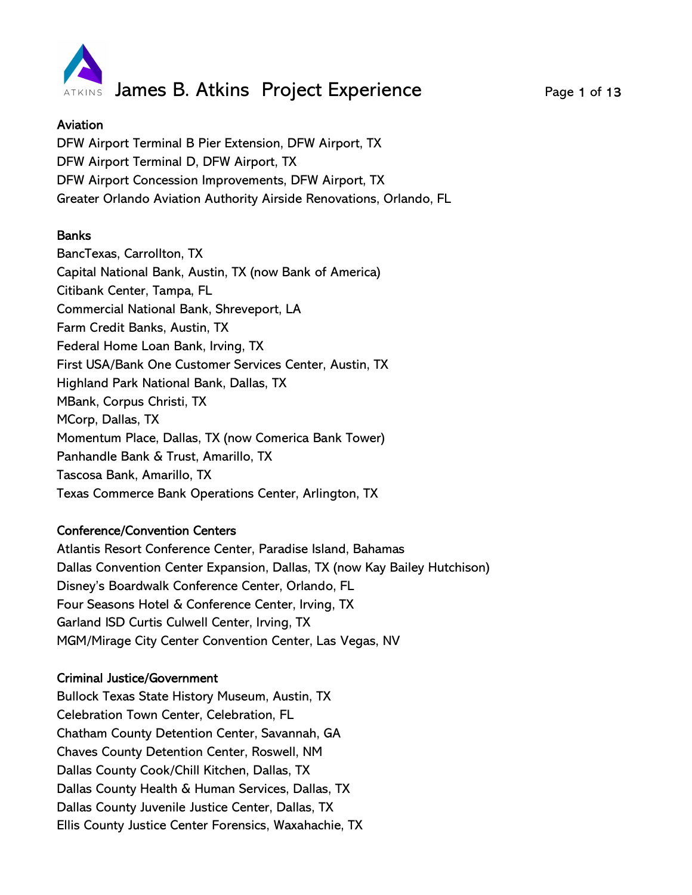# James B. Atkins Project Experience

## Aviation

DFW Airport Terminal B Pier Extension, DFW Airport, TX
DFW Airport Terminal D, DFW Airport, TX
DFW Airport Concession Improvements, DFW Airport, TX
Greater Orlando Aviation Authority Airside Renovations, Orlando, FL

## Banks

BancTexas, Carrollton, TX
Capital National Bank, Austin, TX (now Bank of America)
Citibank Center, Tampa, FL
Commercial National Bank, Shreveport, LA
Farm Credit Banks, Austin, TX
Federal Home Loan Bank, Irving, TX
First USA/Bank One Customer Services Center, Austin, TX
Highland Park National Bank, Dallas, TX
MBank, Corpus Christi, TX
MCorp, Dallas, TX
Momentum Place, Dallas, TX (now Comerica Bank Tower)
Panhandle Bank & Trust, Amarillo, TX
Tascosa Bank, Amarillo, TX
Texas Commerce Bank Operations Center, Arlington, TX

## Conference/Convention Centers

Atlantis Resort Conference Center, Paradise Island, Bahamas
Dallas Convention Center Expansion, Dallas, TX (now Kay Bailey Hutchison)
Disney's Boardwalk Conference Center, Orlando, FL
Four Seasons Hotel & Conference Center, Irving, TX
Garland ISD Curtis Culwell Center, Irving, TX
MGM/Mirage City Center Convention Center, Las Vegas, NV

## Criminal Justice/Government

Bullock Texas State History Museum, Austin, TX
Celebration Town Center, Celebration, FL
Chatham County Detention Center, Savannah, GA
Chaves County Detention Center, Roswell, NM
Dallas County Cook/Chill Kitchen, Dallas, TX
Dallas County Health & Human Services, Dallas, TX
Dallas County Juvenile Justice Center, Dallas, TX
Ellis County Justice Center Forensics, Waxahachie, TX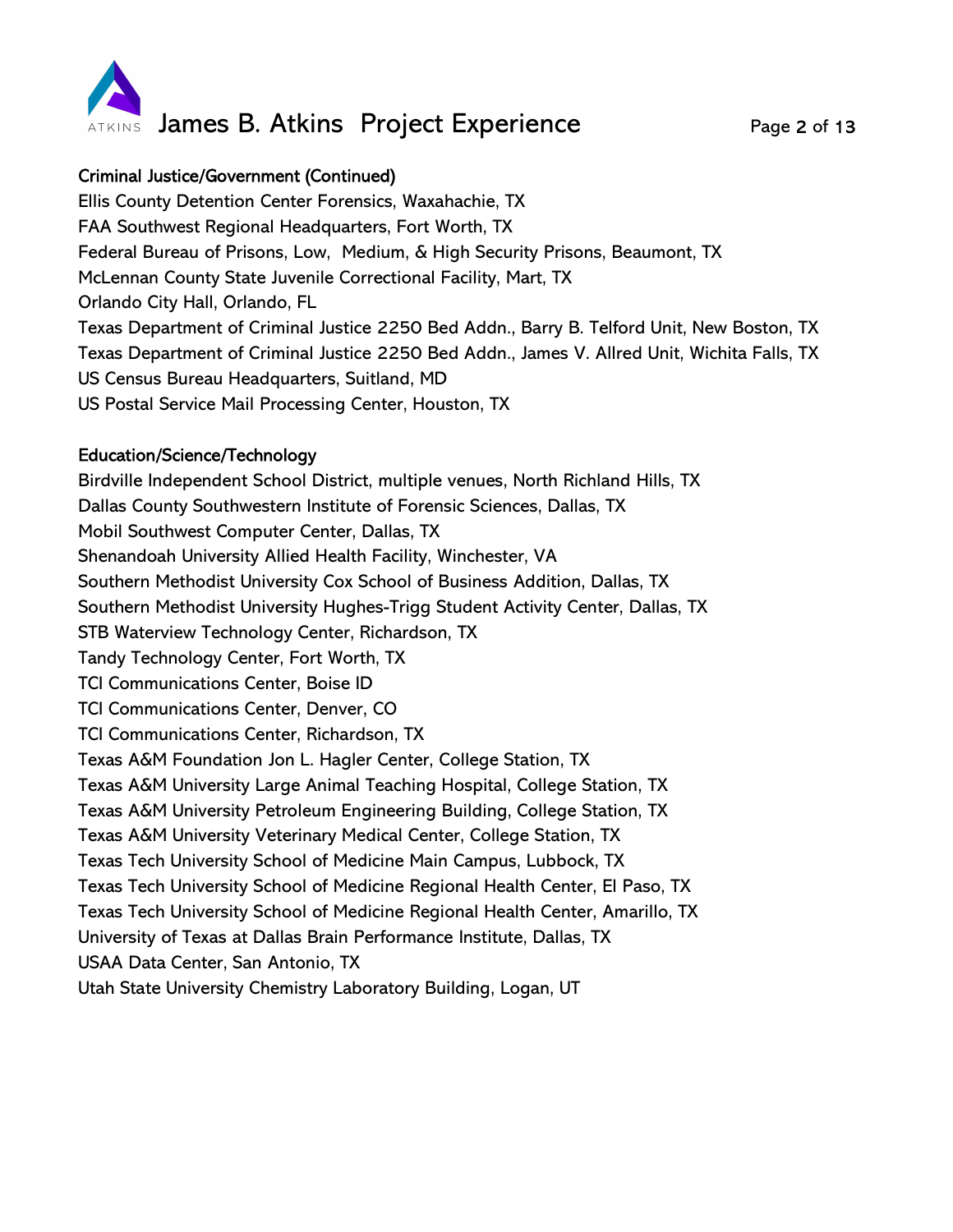## Criminal Justice/Government (Continued)

Ellis County Detention Center Forensics, Waxahachie, TX
FAA Southwest Regional Headquarters, Fort Worth, TX
Federal Bureau of Prisons, Low, Medium, & High Security Prisons, Beaumont, TX
McLennan County State Juvenile Correctional Facility, Mart, TX
Orlando City Hall, Orlando, FL
Texas Department of Criminal Justice 2250 Bed Addn., Barry B. Telford Unit, New Boston, TX
Texas Department of Criminal Justice 2250 Bed Addn., James V. Allred Unit, Wichita Falls, TX
US Census Bureau Headquarters, Suitland, MD
US Postal Service Mail Processing Center, Houston, TX

## Education/Science/Technology

Birdville Independent School District, multiple venues, North Richland Hills, TX
Dallas County Southwestern Institute of Forensic Sciences, Dallas, TX
Mobil Southwest Computer Center, Dallas, TX
Shenandoah University Allied Health Facility, Winchester, VA
Southern Methodist University Cox School of Business Addition, Dallas, TX
Southern Methodist University Hughes-Trigg Student Activity Center, Dallas, TX
STB Waterview Technology Center, Richardson, TX
Tandy Technology Center, Fort Worth, TX
TCI Communications Center, Boise ID
TCI Communications Center, Denver, CO
TCI Communications Center, Richardson, TX
Texas A&M Foundation Jon L. Hagler Center, College Station, TX
Texas A&M University Large Animal Teaching Hospital, College Station, TX
Texas A&M University Petroleum Engineering Building, College Station, TX
Texas A&M University Veterinary Medical Center, College Station, TX
Texas Tech University School of Medicine Main Campus, Lubbock, TX
Texas Tech University School of Medicine Regional Health Center, El Paso, TX
Texas Tech University School of Medicine Regional Health Center, Amarillo, TX
University of Texas at Dallas Brain Performance Institute, Dallas, TX
USAA Data Center, San Antonio, TX
Utah State University Chemistry Laboratory Building, Logan, UT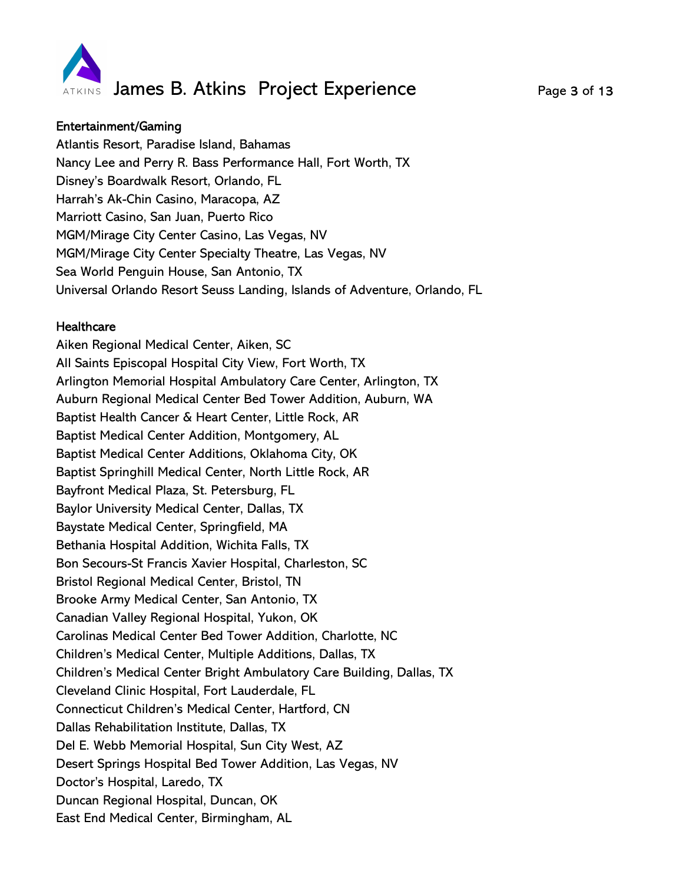## Entertainment/Gaming

Atlantis Resort, Paradise Island, Bahamas
Nancy Lee and Perry R. Bass Performance Hall, Fort Worth, TX
Disney's Boardwalk Resort, Orlando, FL
Harrah's Ak-Chin Casino, Maracopa, AZ
Marriott Casino, San Juan, Puerto Rico
MGM/Mirage City Center Casino, Las Vegas, NV
MGM/Mirage City Center Specialty Theatre, Las Vegas, NV
Sea World Penguin House, San Antonio, TX
Universal Orlando Resort Seuss Landing, Islands of Adventure, Orlando, FL

## Healthcare

Aiken Regional Medical Center, Aiken, SC
All Saints Episcopal Hospital City View, Fort Worth, TX
Arlington Memorial Hospital Ambulatory Care Center, Arlington, TX
Auburn Regional Medical Center Bed Tower Addition, Auburn, WA
Baptist Health Cancer & Heart Center, Little Rock, AR
Baptist Medical Center Addition, Montgomery, AL
Baptist Medical Center Additions, Oklahoma City, OK
Baptist Springhill Medical Center, North Little Rock, AR
Bayfront Medical Plaza, St. Petersburg, FL
Baylor University Medical Center, Dallas, TX
Baystate Medical Center, Springfield, MA
Bethania Hospital Addition, Wichita Falls, TX
Bon Secours-St Francis Xavier Hospital, Charleston, SC
Bristol Regional Medical Center, Bristol, TN
Brooke Army Medical Center, San Antonio, TX
Canadian Valley Regional Hospital, Yukon, OK
Carolinas Medical Center Bed Tower Addition, Charlotte, NC
Children's Medical Center, Multiple Additions, Dallas, TX
Children's Medical Center Bright Ambulatory Care Building, Dallas, TX
Cleveland Clinic Hospital, Fort Lauderdale, FL
Connecticut Children's Medical Center, Hartford, CN
Dallas Rehabilitation Institute, Dallas, TX
Del E. Webb Memorial Hospital, Sun City West, AZ
Desert Springs Hospital Bed Tower Addition, Las Vegas, NV
Doctor's Hospital, Laredo, TX
Duncan Regional Hospital, Duncan, OK
East End Medical Center, Birmingham, AL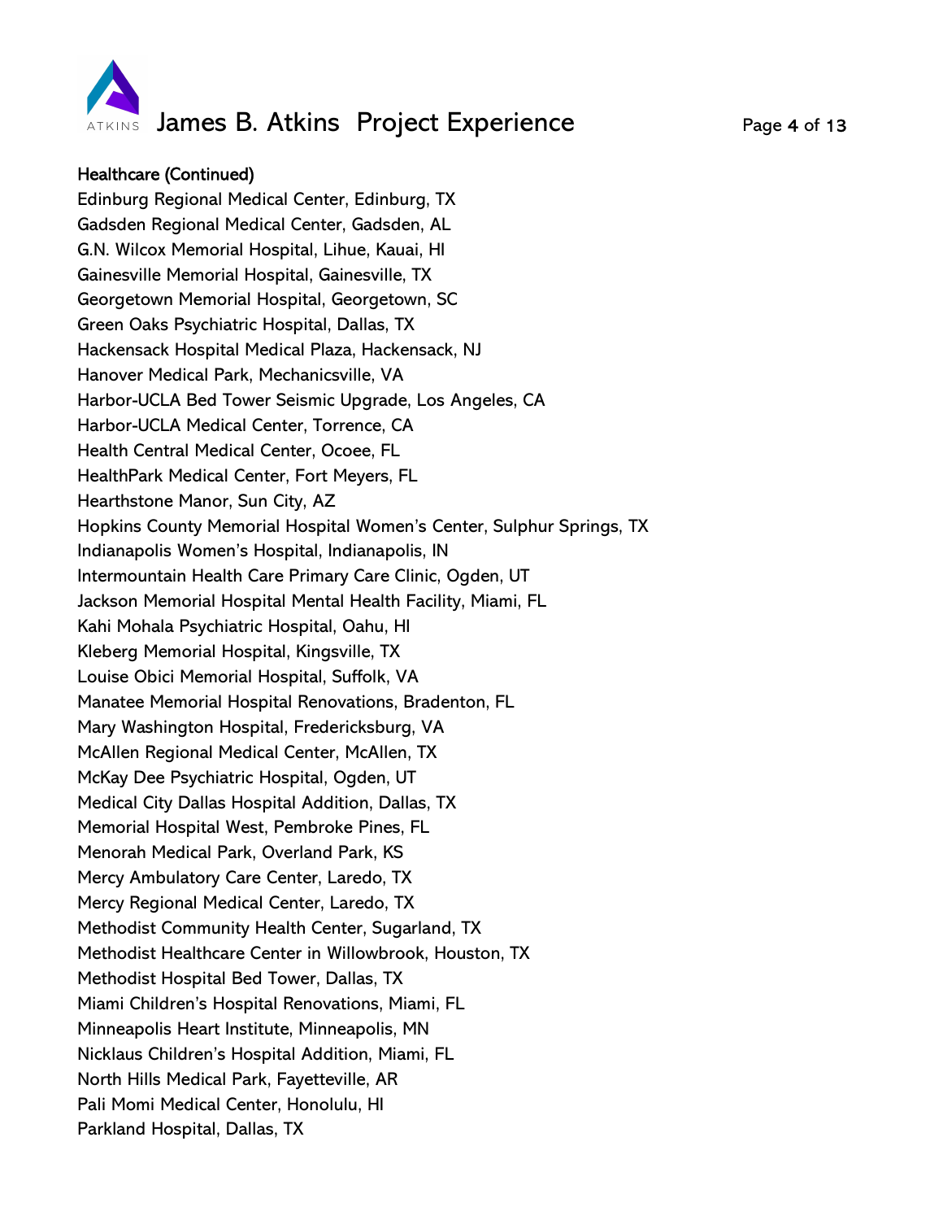**Healthcare (Continued)**

Edinburg Regional Medical Center, Edinburg, TX
Gadsden Regional Medical Center, Gadsden, AL
G.N. Wilcox Memorial Hospital, Lihue, Kauai, HI
Gainesville Memorial Hospital, Gainesville, TX
Georgetown Memorial Hospital, Georgetown, SC
Green Oaks Psychiatric Hospital, Dallas, TX
Hackensack Hospital Medical Plaza, Hackensack, NJ
Hanover Medical Park, Mechanicsville, VA
Harbor-UCLA Bed Tower Seismic Upgrade, Los Angeles, CA
Harbor-UCLA Medical Center, Torrence, CA
Health Central Medical Center, Ocoee, FL
HealthPark Medical Center, Fort Meyers, FL
Hearthstone Manor, Sun City, AZ
Hopkins County Memorial Hospital Women's Center, Sulphur Springs, TX
Indianapolis Women's Hospital, Indianapolis, IN
Intermountain Health Care Primary Care Clinic, Ogden, UT
Jackson Memorial Hospital Mental Health Facility, Miami, FL
Kahi Mohala Psychiatric Hospital, Oahu, HI
Kleberg Memorial Hospital, Kingsville, TX
Louise Obici Memorial Hospital, Suffolk, VA
Manatee Memorial Hospital Renovations, Bradenton, FL
Mary Washington Hospital, Fredericksburg, VA
McAllen Regional Medical Center, McAllen, TX
McKay Dee Psychiatric Hospital, Ogden, UT
Medical City Dallas Hospital Addition, Dallas, TX
Memorial Hospital West, Pembroke Pines, FL
Menorah Medical Park, Overland Park, KS
Mercy Ambulatory Care Center, Laredo, TX
Mercy Regional Medical Center, Laredo, TX
Methodist Community Health Center, Sugarland, TX
Methodist Healthcare Center in Willowbrook, Houston, TX
Methodist Hospital Bed Tower, Dallas, TX
Miami Children's Hospital Renovations, Miami, FL
Minneapolis Heart Institute, Minneapolis, MN
Nicklaus Children's Hospital Addition, Miami, FL
North Hills Medical Park, Fayetteville, AR
Pali Momi Medical Center, Honolulu, HI
Parkland Hospital, Dallas, TX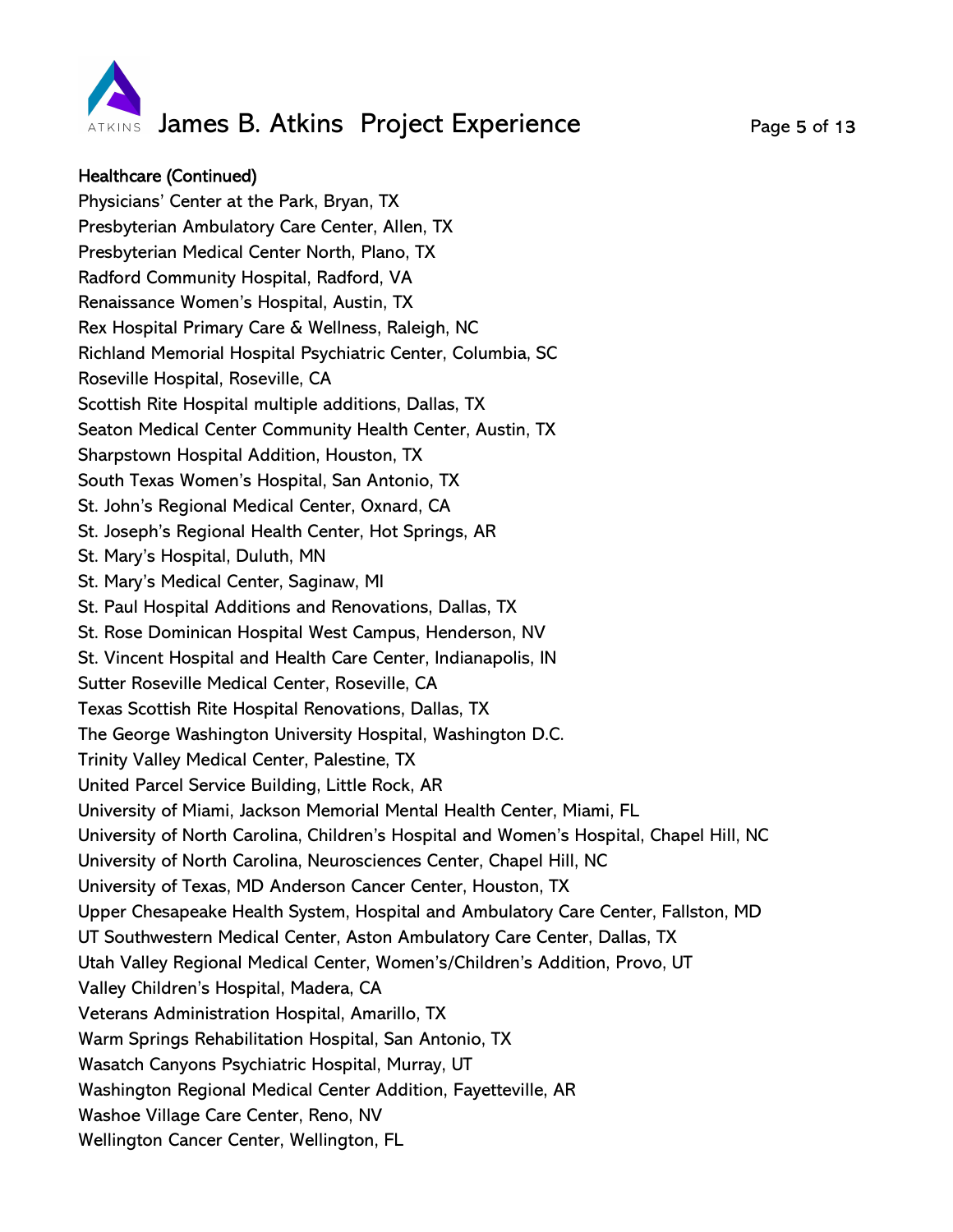**Healthcare (Continued)**

Physicians' Center at the Park, Bryan, TX
Presbyterian Ambulatory Care Center, Allen, TX
Presbyterian Medical Center North, Plano, TX
Radford Community Hospital, Radford, VA
Renaissance Women's Hospital, Austin, TX
Rex Hospital Primary Care & Wellness, Raleigh, NC
Richland Memorial Hospital Psychiatric Center, Columbia, SC
Roseville Hospital, Roseville, CA
Scottish Rite Hospital multiple additions, Dallas, TX
Seaton Medical Center Community Health Center, Austin, TX
Sharpstown Hospital Addition, Houston, TX
South Texas Women's Hospital, San Antonio, TX
St. John's Regional Medical Center, Oxnard, CA
St. Joseph's Regional Health Center, Hot Springs, AR
St. Mary's Hospital, Duluth, MN
St. Mary's Medical Center, Saginaw, MI
St. Paul Hospital Additions and Renovations, Dallas, TX
St. Rose Dominican Hospital West Campus, Henderson, NV
St. Vincent Hospital and Health Care Center, Indianapolis, IN
Sutter Roseville Medical Center, Roseville, CA
Texas Scottish Rite Hospital Renovations, Dallas, TX
The George Washington University Hospital, Washington D.C.
Trinity Valley Medical Center, Palestine, TX
United Parcel Service Building, Little Rock, AR
University of Miami, Jackson Memorial Mental Health Center, Miami, FL
University of North Carolina, Children's Hospital and Women's Hospital, Chapel Hill, NC
University of North Carolina, Neurosciences Center, Chapel Hill, NC
University of Texas, MD Anderson Cancer Center, Houston, TX
Upper Chesapeake Health System, Hospital and Ambulatory Care Center, Fallston, MD
UT Southwestern Medical Center, Aston Ambulatory Care Center, Dallas, TX
Utah Valley Regional Medical Center, Women's/Children's Addition, Provo, UT
Valley Children's Hospital, Madera, CA
Veterans Administration Hospital, Amarillo, TX
Warm Springs Rehabilitation Hospital, San Antonio, TX
Wasatch Canyons Psychiatric Hospital, Murray, UT
Washington Regional Medical Center Addition, Fayetteville, AR
Washoe Village Care Center, Reno, NV
Wellington Cancer Center, Wellington, FL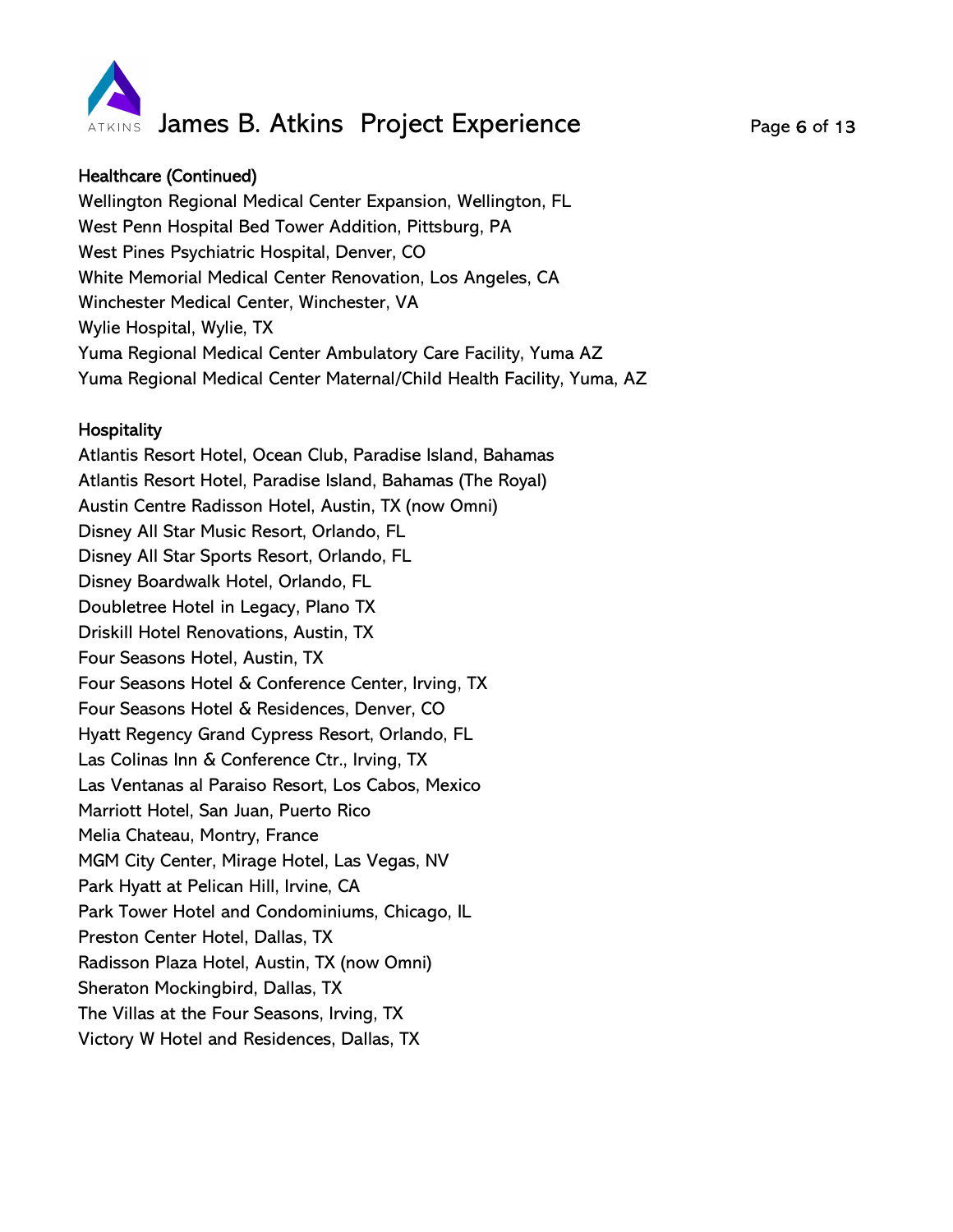## Healthcare (Continued)

Wellington Regional Medical Center Expansion, Wellington, FL
West Penn Hospital Bed Tower Addition, Pittsburg, PA
West Pines Psychiatric Hospital, Denver, CO
White Memorial Medical Center Renovation, Los Angeles, CA
Winchester Medical Center, Winchester, VA
Wylie Hospital, Wylie, TX
Yuma Regional Medical Center Ambulatory Care Facility, Yuma AZ
Yuma Regional Medical Center Maternal/Child Health Facility, Yuma, AZ

## Hospitality

Atlantis Resort Hotel, Ocean Club, Paradise Island, Bahamas
Atlantis Resort Hotel, Paradise Island, Bahamas (The Royal)
Austin Centre Radisson Hotel, Austin, TX (now Omni)
Disney All Star Music Resort, Orlando, FL
Disney All Star Sports Resort, Orlando, FL
Disney Boardwalk Hotel, Orlando, FL
Doubletree Hotel in Legacy, Plano TX
Driskill Hotel Renovations, Austin, TX
Four Seasons Hotel, Austin, TX
Four Seasons Hotel & Conference Center, Irving, TX
Four Seasons Hotel & Residences, Denver, CO
Hyatt Regency Grand Cypress Resort, Orlando, FL
Las Colinas Inn & Conference Ctr., Irving, TX
Las Ventanas al Paraiso Resort, Los Cabos, Mexico
Marriott Hotel, San Juan, Puerto Rico
Melia Chateau, Montry, France
MGM City Center, Mirage Hotel, Las Vegas, NV
Park Hyatt at Pelican Hill, Irvine, CA
Park Tower Hotel and Condominiums, Chicago, IL
Preston Center Hotel, Dallas, TX
Radisson Plaza Hotel, Austin, TX (now Omni)
Sheraton Mockingbird, Dallas, TX
The Villas at the Four Seasons, Irving, TX
Victory W Hotel and Residences, Dallas, TX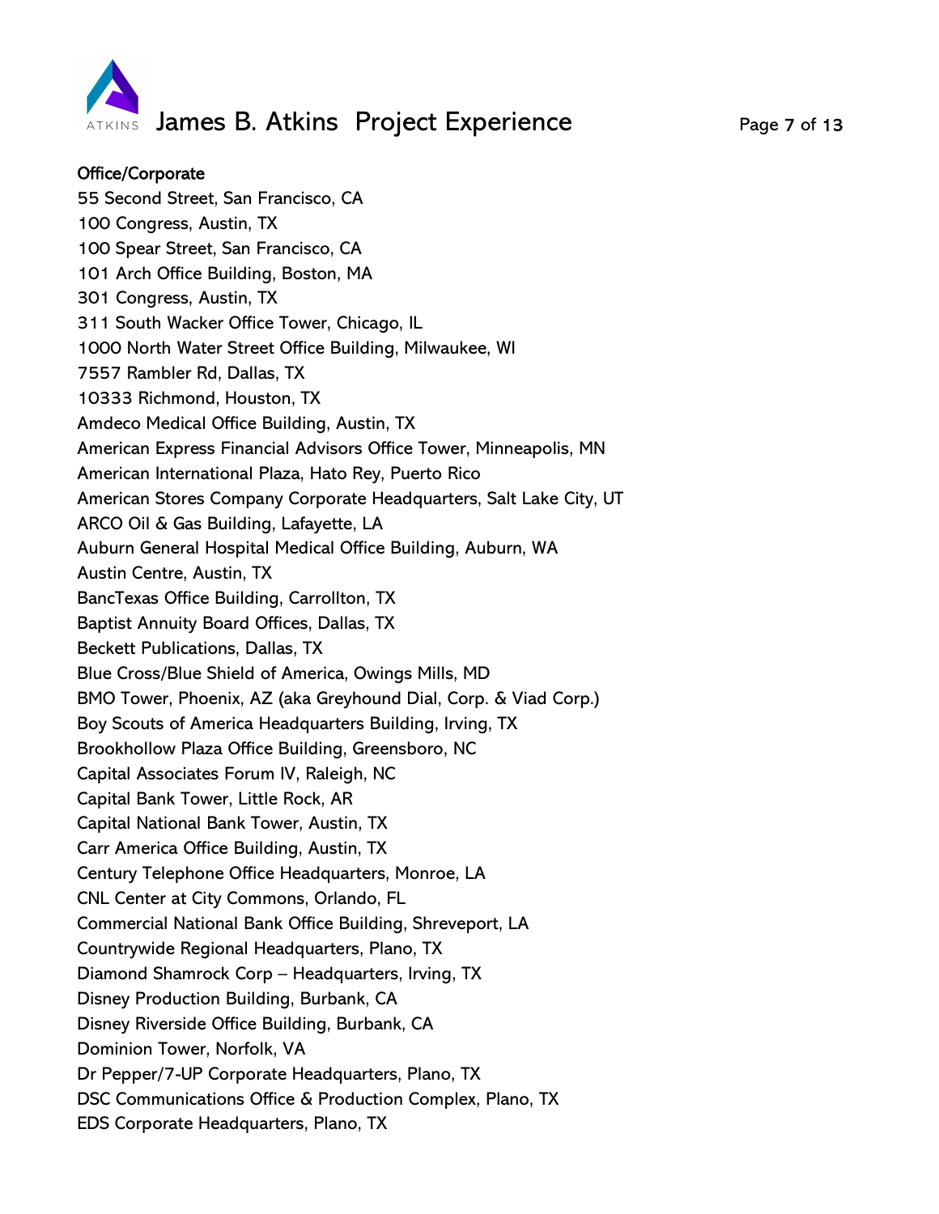**Office/Corporate**

55 Second Street, San Francisco, CA
100 Congress, Austin, TX
100 Spear Street, San Francisco, CA
101 Arch Office Building, Boston, MA
301 Congress, Austin, TX
311 South Wacker Office Tower, Chicago, IL
1000 North Water Street Office Building, Milwaukee, WI
7557 Rambler Rd, Dallas, TX
10333 Richmond, Houston, TX
Amdeco Medical Office Building, Austin, TX
American Express Financial Advisors Office Tower, Minneapolis, MN
American International Plaza, Hato Rey, Puerto Rico
American Stores Company Corporate Headquarters, Salt Lake City, UT
ARCO Oil & Gas Building, Lafayette, LA
Auburn General Hospital Medical Office Building, Auburn, WA
Austin Centre, Austin, TX
BancTexas Office Building, Carrollton, TX
Baptist Annuity Board Offices, Dallas, TX
Beckett Publications, Dallas, TX
Blue Cross/Blue Shield of America, Owings Mills, MD
BMO Tower, Phoenix, AZ (aka Greyhound Dial, Corp. & Viad Corp.)
Boy Scouts of America Headquarters Building, Irving, TX
Brookhollow Plaza Office Building, Greensboro, NC
Capital Associates Forum IV, Raleigh, NC
Capital Bank Tower, Little Rock, AR
Capital National Bank Tower, Austin, TX
Carr America Office Building, Austin, TX
Century Telephone Office Headquarters, Monroe, LA
CNL Center at City Commons, Orlando, FL
Commercial National Bank Office Building, Shreveport, LA
Countrywide Regional Headquarters, Plano, TX
Diamond Shamrock Corp – Headquarters, Irving, TX
Disney Production Building, Burbank, CA
Disney Riverside Office Building, Burbank, CA
Dominion Tower, Norfolk, VA
Dr Pepper/7-UP Corporate Headquarters, Plano, TX
DSC Communications Office & Production Complex, Plano, TX
EDS Corporate Headquarters, Plano, TX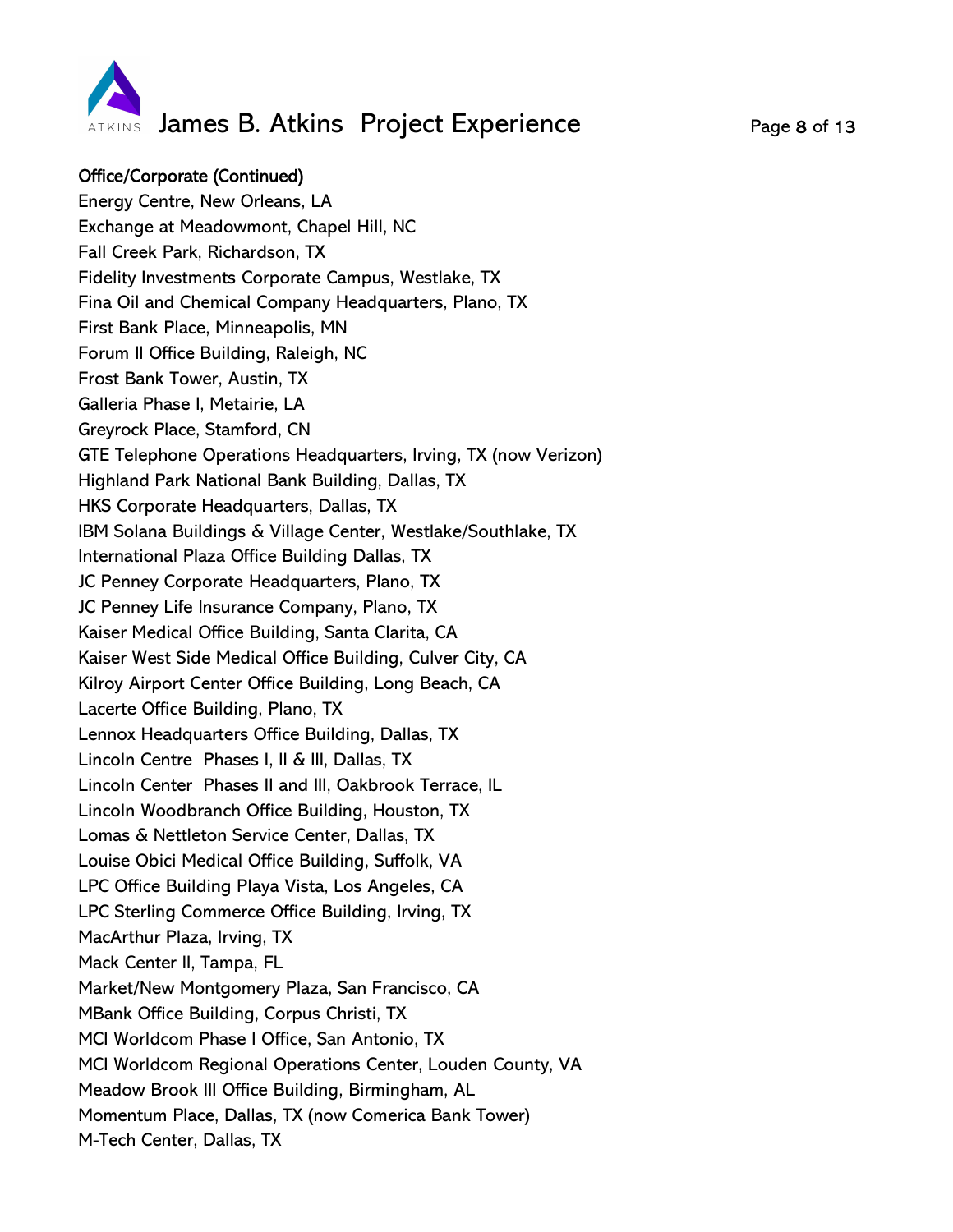**Office/Corporate (Continued)**

Energy Centre, New Orleans, LA
Exchange at Meadowmont, Chapel Hill, NC
Fall Creek Park, Richardson, TX
Fidelity Investments Corporate Campus, Westlake, TX
Fina Oil and Chemical Company Headquarters, Plano, TX
First Bank Place, Minneapolis, MN
Forum II Office Building, Raleigh, NC
Frost Bank Tower, Austin, TX
Galleria Phase I, Metairie, LA
Greyrock Place, Stamford, CN
GTE Telephone Operations Headquarters, Irving, TX (now Verizon)
Highland Park National Bank Building, Dallas, TX
HKS Corporate Headquarters, Dallas, TX
IBM Solana Buildings & Village Center, Westlake/Southlake, TX
International Plaza Office Building Dallas, TX
JC Penney Corporate Headquarters, Plano, TX
JC Penney Life Insurance Company, Plano, TX
Kaiser Medical Office Building, Santa Clarita, CA
Kaiser West Side Medical Office Building, Culver City, CA
Kilroy Airport Center Office Building, Long Beach, CA
Lacerte Office Building, Plano, TX
Lennox Headquarters Office Building, Dallas, TX
Lincoln Centre Phases I, II & III, Dallas, TX
Lincoln Center Phases II and III, Oakbrook Terrace, IL
Lincoln Woodbranch Office Building, Houston, TX
Lomas & Nettleton Service Center, Dallas, TX
Louise Obici Medical Office Building, Suffolk, VA
LPC Office Building Playa Vista, Los Angeles, CA
LPC Sterling Commerce Office Building, Irving, TX
MacArthur Plaza, Irving, TX
Mack Center II, Tampa, FL
Market/New Montgomery Plaza, San Francisco, CA
MBank Office Building, Corpus Christi, TX
MCI Worldcom Phase I Office, San Antonio, TX
MCI Worldcom Regional Operations Center, Louden County, VA
Meadow Brook III Office Building, Birmingham, AL
Momentum Place, Dallas, TX (now Comerica Bank Tower)
M-Tech Center, Dallas, TX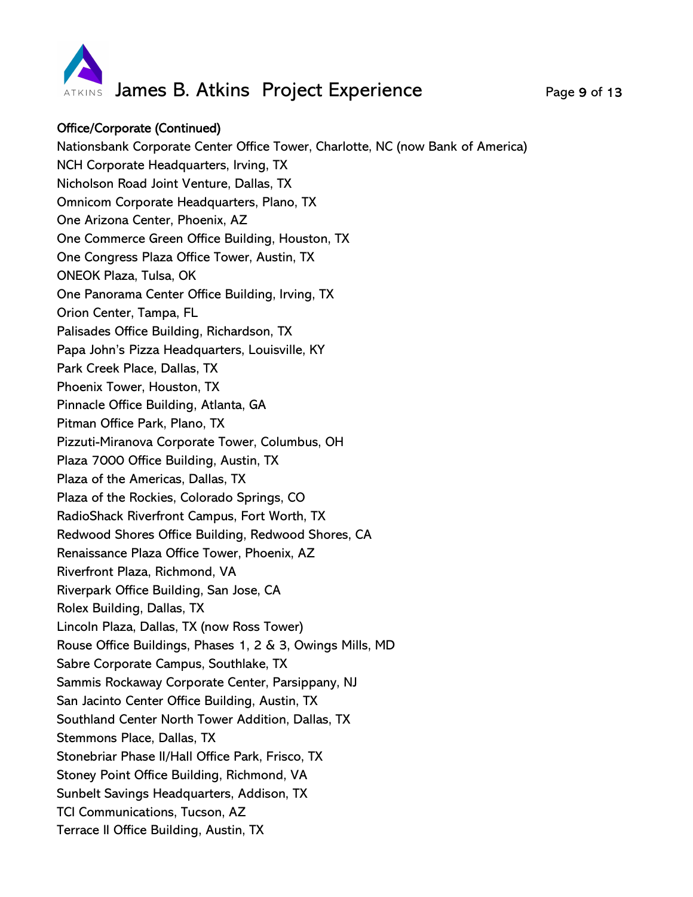**Office/Corporate (Continued)**

Nationsbank Corporate Center Office Tower, Charlotte, NC (now Bank of America)
NCH Corporate Headquarters, Irving, TX
Nicholson Road Joint Venture, Dallas, TX
Omnicom Corporate Headquarters, Plano, TX
One Arizona Center, Phoenix, AZ
One Commerce Green Office Building, Houston, TX
One Congress Plaza Office Tower, Austin, TX
ONEOK Plaza, Tulsa, OK
One Panorama Center Office Building, Irving, TX
Orion Center, Tampa, FL
Palisades Office Building, Richardson, TX
Papa John's Pizza Headquarters, Louisville, KY
Park Creek Place, Dallas, TX
Phoenix Tower, Houston, TX
Pinnacle Office Building, Atlanta, GA
Pitman Office Park, Plano, TX
Pizzuti-Miranova Corporate Tower, Columbus, OH
Plaza 7000 Office Building, Austin, TX
Plaza of the Americas, Dallas, TX
Plaza of the Rockies, Colorado Springs, CO
RadioShack Riverfront Campus, Fort Worth, TX
Redwood Shores Office Building, Redwood Shores, CA
Renaissance Plaza Office Tower, Phoenix, AZ
Riverfront Plaza, Richmond, VA
Riverpark Office Building, San Jose, CA
Rolex Building, Dallas, TX
Lincoln Plaza, Dallas, TX (now Ross Tower)
Rouse Office Buildings, Phases 1, 2 & 3, Owings Mills, MD
Sabre Corporate Campus, Southlake, TX
Sammis Rockaway Corporate Center, Parsippany, NJ
San Jacinto Center Office Building, Austin, TX
Southland Center North Tower Addition, Dallas, TX
Stemmons Place, Dallas, TX
Stonebriar Phase II/Hall Office Park, Frisco, TX
Stoney Point Office Building, Richmond, VA
Sunbelt Savings Headquarters, Addison, TX
TCI Communications, Tucson, AZ
Terrace II Office Building, Austin, TX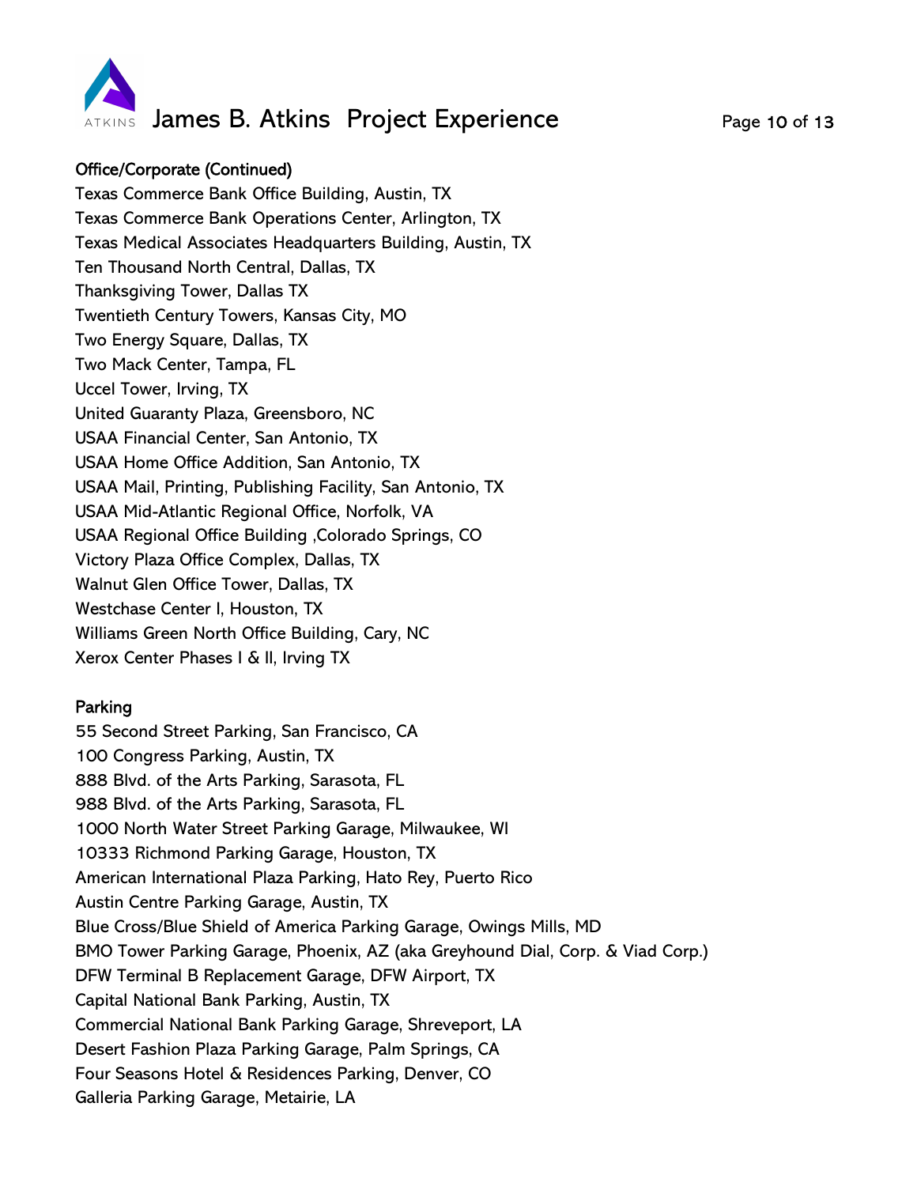## Office/Corporate (Continued)

Texas Commerce Bank Office Building, Austin, TX
Texas Commerce Bank Operations Center, Arlington, TX
Texas Medical Associates Headquarters Building, Austin, TX
Ten Thousand North Central, Dallas, TX
Thanksgiving Tower, Dallas TX
Twentieth Century Towers, Kansas City, MO
Two Energy Square, Dallas, TX
Two Mack Center, Tampa, FL
Uccel Tower, Irving, TX
United Guaranty Plaza, Greensboro, NC
USAA Financial Center, San Antonio, TX
USAA Home Office Addition, San Antonio, TX
USAA Mail, Printing, Publishing Facility, San Antonio, TX
USAA Mid-Atlantic Regional Office, Norfolk, VA
USAA Regional Office Building ,Colorado Springs, CO
Victory Plaza Office Complex, Dallas, TX
Walnut Glen Office Tower, Dallas, TX
Westchase Center I, Houston, TX
Williams Green North Office Building, Cary, NC
Xerox Center Phases I & II, Irving TX

## Parking

55 Second Street Parking, San Francisco, CA
100 Congress Parking, Austin, TX
888 Blvd. of the Arts Parking, Sarasota, FL
988 Blvd. of the Arts Parking, Sarasota, FL
1000 North Water Street Parking Garage, Milwaukee, WI
10333 Richmond Parking Garage, Houston, TX
American International Plaza Parking, Hato Rey, Puerto Rico
Austin Centre Parking Garage, Austin, TX
Blue Cross/Blue Shield of America Parking Garage, Owings Mills, MD
BMO Tower Parking Garage, Phoenix, AZ (aka Greyhound Dial, Corp. & Viad Corp.)
DFW Terminal B Replacement Garage, DFW Airport, TX
Capital National Bank Parking, Austin, TX
Commercial National Bank Parking Garage, Shreveport, LA
Desert Fashion Plaza Parking Garage, Palm Springs, CA
Four Seasons Hotel & Residences Parking, Denver, CO
Galleria Parking Garage, Metairie, LA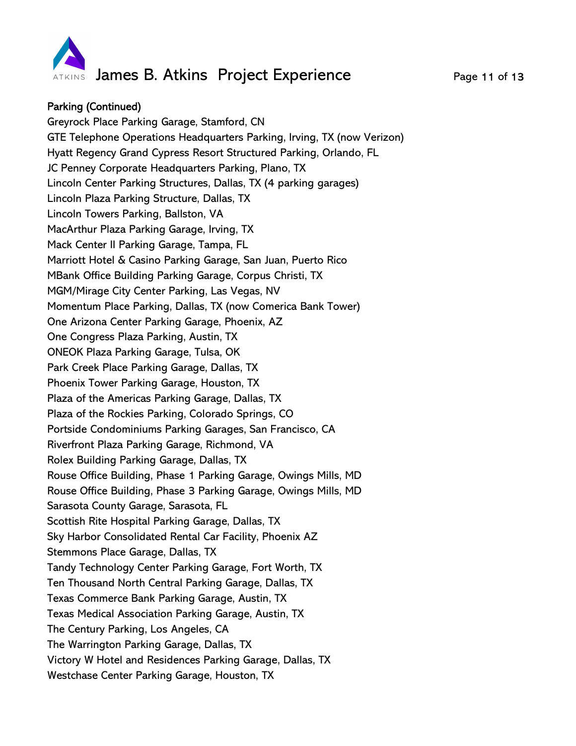**Parking (Continued)**

Greyrock Place Parking Garage, Stamford, CN
GTE Telephone Operations Headquarters Parking, Irving, TX (now Verizon)
Hyatt Regency Grand Cypress Resort Structured Parking, Orlando, FL
JC Penney Corporate Headquarters Parking, Plano, TX
Lincoln Center Parking Structures, Dallas, TX (4 parking garages)
Lincoln Plaza Parking Structure, Dallas, TX
Lincoln Towers Parking, Ballston, VA
MacArthur Plaza Parking Garage, Irving, TX
Mack Center II Parking Garage, Tampa, FL
Marriott Hotel & Casino Parking Garage, San Juan, Puerto Rico
MBank Office Building Parking Garage, Corpus Christi, TX
MGM/Mirage City Center Parking, Las Vegas, NV
Momentum Place Parking, Dallas, TX (now Comerica Bank Tower)
One Arizona Center Parking Garage, Phoenix, AZ
One Congress Plaza Parking, Austin, TX
ONEOK Plaza Parking Garage, Tulsa, OK
Park Creek Place Parking Garage, Dallas, TX
Phoenix Tower Parking Garage, Houston, TX
Plaza of the Americas Parking Garage, Dallas, TX
Plaza of the Rockies Parking, Colorado Springs, CO
Portside Condominiums Parking Garages, San Francisco, CA
Riverfront Plaza Parking Garage, Richmond, VA
Rolex Building Parking Garage, Dallas, TX
Rouse Office Building, Phase 1 Parking Garage, Owings Mills, MD
Rouse Office Building, Phase 3 Parking Garage, Owings Mills, MD
Sarasota County Garage, Sarasota, FL
Scottish Rite Hospital Parking Garage, Dallas, TX
Sky Harbor Consolidated Rental Car Facility, Phoenix AZ
Stemmons Place Garage, Dallas, TX
Tandy Technology Center Parking Garage, Fort Worth, TX
Ten Thousand North Central Parking Garage, Dallas, TX
Texas Commerce Bank Parking Garage, Austin, TX
Texas Medical Association Parking Garage, Austin, TX
The Century Parking, Los Angeles, CA
The Warrington Parking Garage, Dallas, TX
Victory W Hotel and Residences Parking Garage, Dallas, TX
Westchase Center Parking Garage, Houston, TX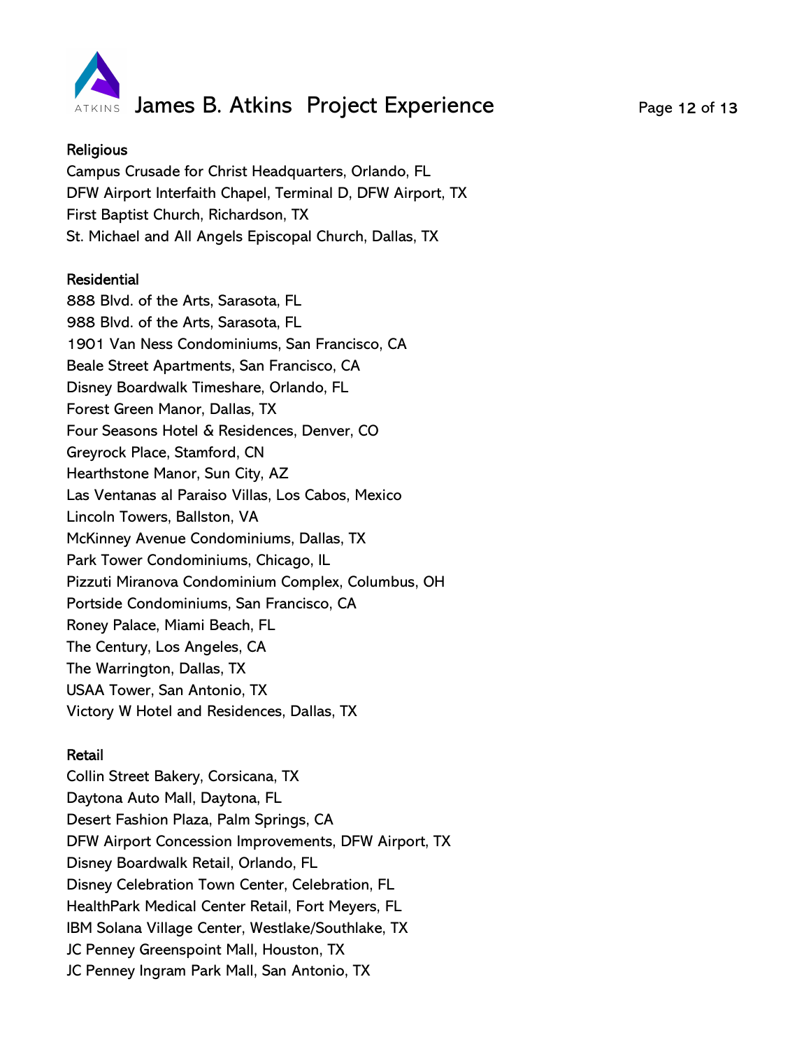## Religious

Campus Crusade for Christ Headquarters, Orlando, FL
DFW Airport Interfaith Chapel, Terminal D, DFW Airport, TX
First Baptist Church, Richardson, TX
St. Michael and All Angels Episcopal Church, Dallas, TX

## Residential

888 Blvd. of the Arts, Sarasota, FL
988 Blvd. of the Arts, Sarasota, FL
1901 Van Ness Condominiums, San Francisco, CA
Beale Street Apartments, San Francisco, CA
Disney Boardwalk Timeshare, Orlando, FL
Forest Green Manor, Dallas, TX
Four Seasons Hotel & Residences, Denver, CO
Greyrock Place, Stamford, CN
Hearthstone Manor, Sun City, AZ
Las Ventanas al Paraiso Villas, Los Cabos, Mexico
Lincoln Towers, Ballston, VA
McKinney Avenue Condominiums, Dallas, TX
Park Tower Condominiums, Chicago, IL
Pizzuti Miranova Condominium Complex, Columbus, OH
Portside Condominiums, San Francisco, CA
Roney Palace, Miami Beach, FL
The Century, Los Angeles, CA
The Warrington, Dallas, TX
USAA Tower, San Antonio, TX
Victory W Hotel and Residences, Dallas, TX

## Retail

Collin Street Bakery, Corsicana, TX
Daytona Auto Mall, Daytona, FL
Desert Fashion Plaza, Palm Springs, CA
DFW Airport Concession Improvements, DFW Airport, TX
Disney Boardwalk Retail, Orlando, FL
Disney Celebration Town Center, Celebration, FL
HealthPark Medical Center Retail, Fort Meyers, FL
IBM Solana Village Center, Westlake/Southlake, TX
JC Penney Greenspoint Mall, Houston, TX
JC Penney Ingram Park Mall, San Antonio, TX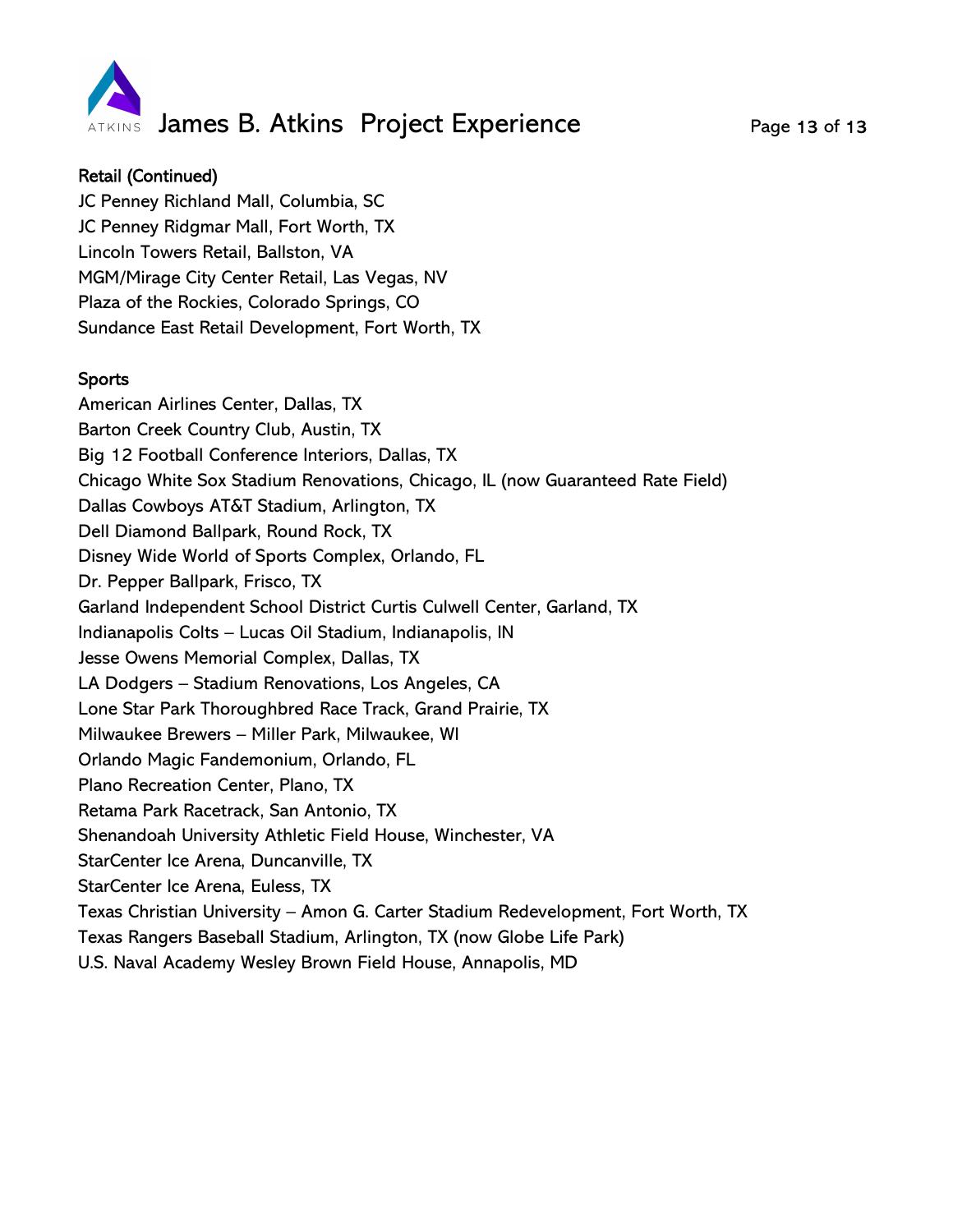### Retail (Continued)

JC Penney Richland Mall, Columbia, SC
JC Penney Ridgmar Mall, Fort Worth, TX
Lincoln Towers Retail, Ballston, VA
MGM/Mirage City Center Retail, Las Vegas, NV
Plaza of the Rockies, Colorado Springs, CO
Sundance East Retail Development, Fort Worth, TX

### Sports

American Airlines Center, Dallas, TX
Barton Creek Country Club, Austin, TX
Big 12 Football Conference Interiors, Dallas, TX
Chicago White Sox Stadium Renovations, Chicago, IL (now Guaranteed Rate Field)
Dallas Cowboys AT&T Stadium, Arlington, TX
Dell Diamond Ballpark, Round Rock, TX
Disney Wide World of Sports Complex, Orlando, FL
Dr. Pepper Ballpark, Frisco, TX
Garland Independent School District Curtis Culwell Center, Garland, TX
Indianapolis Colts – Lucas Oil Stadium, Indianapolis, IN
Jesse Owens Memorial Complex, Dallas, TX
LA Dodgers – Stadium Renovations, Los Angeles, CA
Lone Star Park Thoroughbred Race Track, Grand Prairie, TX
Milwaukee Brewers – Miller Park, Milwaukee, WI
Orlando Magic Fandemonium, Orlando, FL
Plano Recreation Center, Plano, TX
Retama Park Racetrack, San Antonio, TX
Shenandoah University Athletic Field House, Winchester, VA
StarCenter Ice Arena, Duncanville, TX
StarCenter Ice Arena, Euless, TX
Texas Christian University – Amon G. Carter Stadium Redevelopment, Fort Worth, TX
Texas Rangers Baseball Stadium, Arlington, TX (now Globe Life Park)
U.S. Naval Academy Wesley Brown Field House, Annapolis, MD